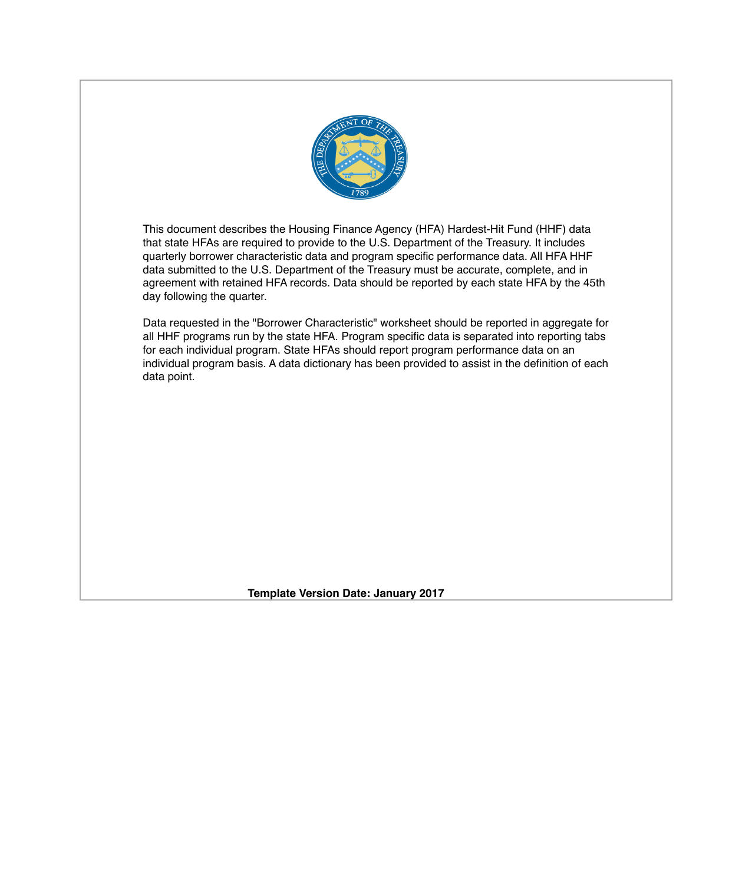This document describes the Housing Finance Agency (HFA) Hardest-Hit Fund (HHF) data that state HFAs are required to provide to the U.S. Department of the Treasury. It includes quarterly borrower characteristic data and program specific performance data. All HFA HHF data submitted to the U.S. Department of the Treasury must be accurate, complete, and in agreement with retained HFA records. Data should be reported by each state HFA by the 45th day following the quarter.

Data requested in the "Borrower Characteristic" worksheet should be reported in aggregate for all HHF programs run by the state HFA. Program specific data is separated into reporting tabs for each individual program. State HFAs should report program performance data on an individual program basis. A data dictionary has been provided to assist in the definition of each data point.

**Template Version Date: January 2017**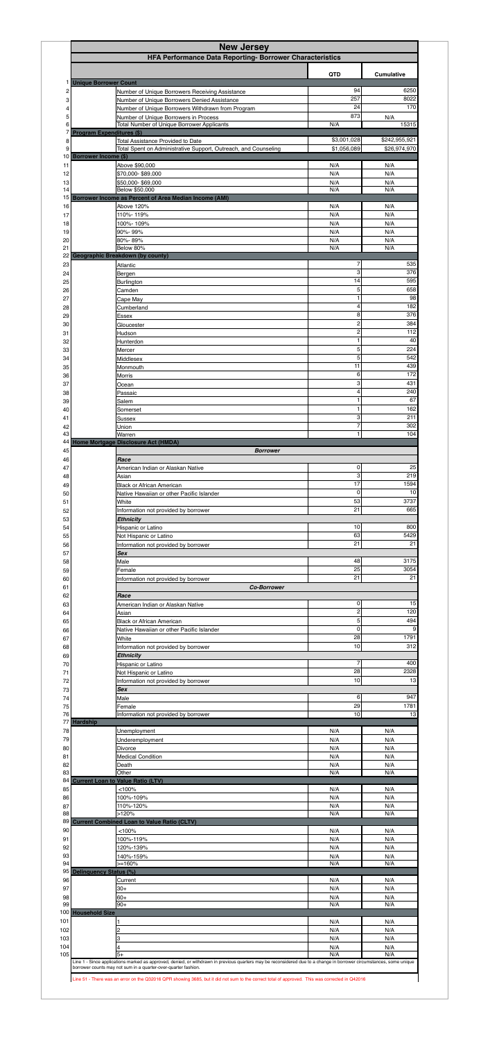# New Jersey

## HFA Performance Data Reporting- Borrower Characteristics

| # | Category | Item | QTD | Cumulative |
|---|---|---|---|---|
| 1 | **Unique Borrower Count** | | | |
| 2 | | Number of Unique Borrowers Receiving Assistance | 94 | 6250 |
| 3 | | Number of Unique Borrowers Denied Assistance | 257 | 8022 |
| 4 | | Number of Unique Borrowers Withdrawn from Program | 24 | 170 |
| 5 | | Number of Unique Borrowers in Process | 873 | N/A |
| 6 | | Total Number of Unique Borrower Applicants | N/A | 15315 |
| 7 | **Program Expenditures ($)** | | | |
| 8 | | Total Assistance Provided to Date | $3,001,028 | $242,955,921 |
| 9 | | Total Spent on Administrative Support, Outreach, and Counseling | $1,056,089 | $26,974,970 |
| 10 | **Borrower Income ($)** | | | |
| 11 | | Above $90,000 | N/A | N/A |
| 12 | | $70,000- $89,000 | N/A | N/A |
| 13 | | $50,000- $69,000 | N/A | N/A |
| 14 | | Below $50,000 | N/A | N/A |
| 15 | **Borrower Income as Percent of Area Median Income (AMI)** | | | |
| 16 | | Above 120% | N/A | N/A |
| 17 | | 110%- 119% | N/A | N/A |
| 18 | | 100%- 109% | N/A | N/A |
| 19 | | 90%- 99% | N/A | N/A |
| 20 | | 80%- 89% | N/A | N/A |
| 21 | | Below 80% | N/A | N/A |
| 22 | **Geographic Breakdown (by county)** | | | |
| 23 | | Atlantic | 7 | 535 |
| 24 | | Bergen | 3 | 376 |
| 25 | | Burlington | 14 | 595 |
| 26 | | Camden | 5 | 658 |
| 27 | | Cape May | 1 | 98 |
| 28 | | Cumberland | 4 | 182 |
| 29 | | Essex | 8 | 376 |
| 30 | | Gloucester | 2 | 384 |
| 31 | | Hudson | 2 | 112 |
| 32 | | Hunterdon | 1 | 40 |
| 33 | | Mercer | 5 | 224 |
| 34 | | Middlesex | 5 | 542 |
| 35 | | Monmouth | 11 | 439 |
| 36 | | Morris | 6 | 172 |
| 37 | | Ocean | 3 | 431 |
| 38 | | Passaic | 4 | 240 |
| 39 | | Salem | 1 | 67 |
| 40 | | Somerset | 1 | 162 |
| 41 | | Sussex | 3 | 211 |
| 42 | | Union | 7 | 302 |
| 43 | | Warren | 1 | 104 |
| 44 | **Home Mortgage Disclosure Act (HMDA)** | | | |
| 45 | | ***Borrower*** | | |
| 46 | | ***Race*** | | |
| 47 | | American Indian or Alaskan Native | 0 | 25 |
| 48 | | Asian | 3 | 219 |
| 49 | | Black or African American | 17 | 1594 |
| 50 | | Native Hawaiian or other Pacific Islander | 0 | 10 |
| 51 | | White | 53 | 3737 |
| 52 | | Information not provided by borrower | 21 | 665 |
| 53 | | ***Ethnicity*** | | |
| 54 | | Hispanic or Latino | 10 | 800 |
| 55 | | Not Hispanic or Latino | 63 | 5429 |
| 56 | | Information not provided by borrower | 21 | 21 |
| 57 | | ***Sex*** | | |
| 58 | | Male | 48 | 3175 |
| 59 | | Female | 25 | 3054 |
| 60 | | Information not provided by borrower | 21 | 21 |
| 61 | | ***Co-Borrower*** | | |
| 62 | | ***Race*** | | |
| 63 | | American Indian or Alaskan Native | 0 | 15 |
| 64 | | Asian | 2 | 120 |
| 65 | | Black or African American | 5 | 494 |
| 66 | | Native Hawaiian or other Pacific Islander | 0 | 9 |
| 67 | | White | 28 | 1791 |
| 68 | | Information not provided by borrower | 10 | 312 |
| 69 | | ***Ethnicity*** | | |
| 70 | | Hispanic or Latino | 7 | 400 |
| 71 | | Not Hispanic or Latino | 28 | 2328 |
| 72 | | Information not provided by borrower | 10 | 13 |
| 73 | | ***Sex*** | | |
| 74 | | Male | 6 | 947 |
| 75 | | Female | 29 | 1781 |
| 76 | | Information not provided by borrower | 10 | 13 |
| 77 | **Hardship** | | | |
| 78 | | Unemployment | N/A | N/A |
| 79 | | Underemployment | N/A | N/A |
| 80 | | Divorce | N/A | N/A |
| 81 | | Medical Condition | N/A | N/A |
| 82 | | Death | N/A | N/A |
| 83 | | Other | N/A | N/A |
| 84 | **Current Loan to Value Ratio (LTV)** | | | |
| 85 | | <100% | N/A | N/A |
| 86 | | 100%-109% | N/A | N/A |
| 87 | | 110%-120% | N/A | N/A |
| 88 | | >120% | N/A | N/A |
| 89 | **Current Combined Loan to Value Ratio (CLTV)** | | | |
| 90 | | <100% | N/A | N/A |
| 91 | | 100%-119% | N/A | N/A |
| 92 | | 120%-139% | N/A | N/A |
| 93 | | 140%-159% | N/A | N/A |
| 94 | | >=160% | N/A | N/A |
| 95 | **Delinquency Status (%)** | | | |
| 96 | | Current | N/A | N/A |
| 97 | | 30+ | N/A | N/A |
| 98 | | 60+ | N/A | N/A |
| 99 | | 90+ | N/A | N/A |
| 100 | **Household Size** | | | |
| 101 | | 1 | N/A | N/A |
| 102 | | 2 | N/A | N/A |
| 103 | | 3 | N/A | N/A |
| 104 | | 4 | N/A | N/A |
| 105 | | 5+ | N/A | N/A |

Line 1 - Since applications marked as approved, denied, or withdrawn in previous quarters may be reconsidered due to a change in borrower circumstances, some unique borrower counts may not sum in a quarter-over-quarter fashion.

Line 51 - There was an error on the Q32016 QPR showing 3685, but it did not sum to the correct total of approved. This was corrected in Q42016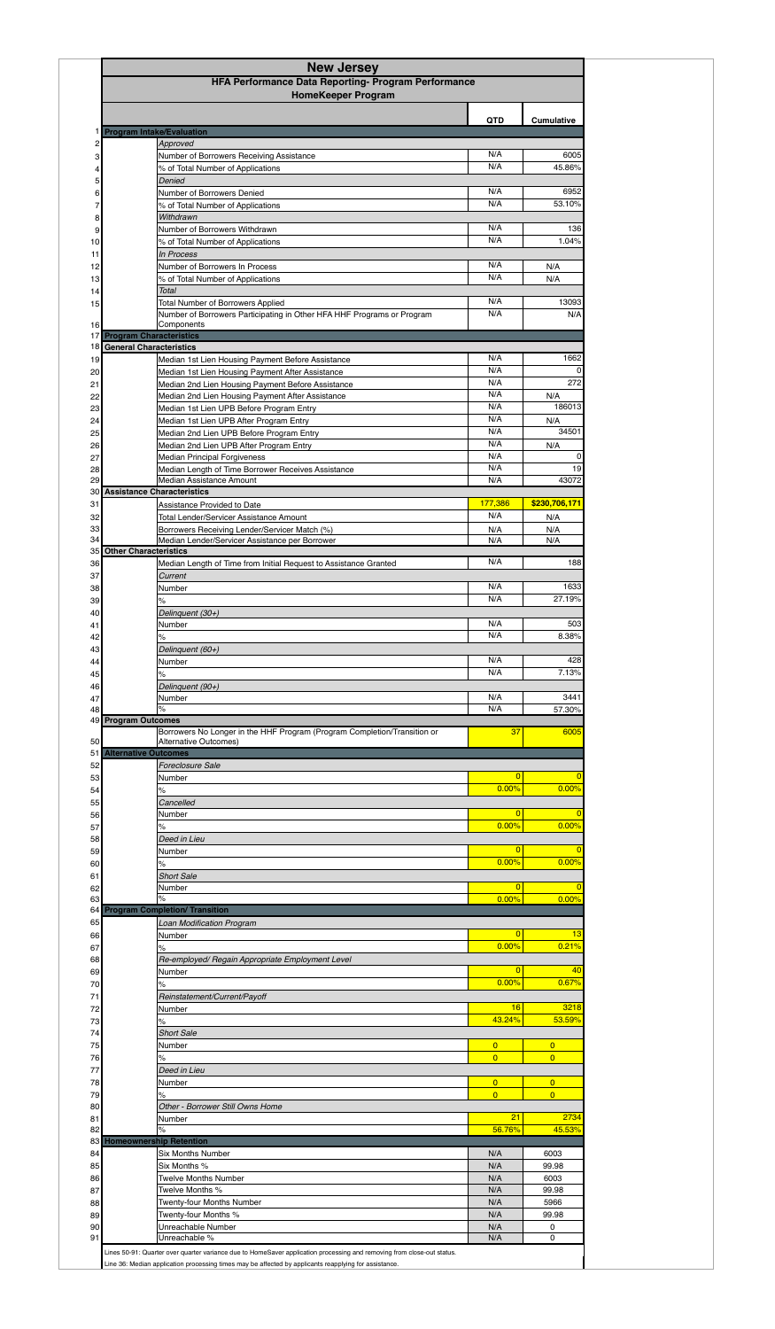# New Jersey

## HFA Performance Data Reporting- Program Performance

### HomeKeeper Program

| | | | QTD | Cumulative |
|---|---|---|---|---|
| 1 | **Program Intake/Evaluation** | | | |
| 2 | | *Approved* | | |
| 3 | | Number of Borrowers Receiving Assistance | N/A | 6005 |
| 4 | | % of Total Number of Applications | N/A | 45.86% |
| 5 | | *Denied* | | |
| 6 | | Number of Borrowers Denied | N/A | 6952 |
| 7 | | % of Total Number of Applications | N/A | 53.10% |
| 8 | | *Withdrawn* | | |
| 9 | | Number of Borrowers Withdrawn | N/A | 136 |
| 10 | | % of Total Number of Applications | N/A | 1.04% |
| 11 | | *In Process* | | |
| 12 | | Number of Borrowers In Process | N/A | N/A |
| 13 | | % of Total Number of Applications | N/A | N/A |
| 14 | | *Total* | | |
| 15 | | Total Number of Borrowers Applied | N/A | 13093 |
| 16 | | Number of Borrowers Participating in Other HFA HHF Programs or Program Components | N/A | N/A |
| 17 | **Program Characteristics** | | | |
| 18 | **General Characteristics** | | | |
| 19 | | Median 1st Lien Housing Payment Before Assistance | N/A | 1662 |
| 20 | | Median 1st Lien Housing Payment After Assistance | N/A | 0 |
| 21 | | Median 2nd Lien Housing Payment Before Assistance | N/A | 272 |
| 22 | | Median 2nd Lien Housing Payment After Assistance | N/A | N/A |
| 23 | | Median 1st Lien UPB Before Program Entry | N/A | 186013 |
| 24 | | Median 1st Lien UPB After Program Entry | N/A | N/A |
| 25 | | Median 2nd Lien UPB Before Program Entry | N/A | 34501 |
| 26 | | Median 2nd Lien UPB After Program Entry | N/A | N/A |
| 27 | | Median Principal Forgiveness | N/A | 0 |
| 28 | | Median Length of Time Borrower Receives Assistance | N/A | 19 |
| 29 | | Median Assistance Amount | N/A | 43072 |
| 30 | **Assistance Characteristics** | | | |
| 31 | | Assistance Provided to Date | 177,386 | $230,706,171 |
| 32 | | Total Lender/Servicer Assistance Amount | N/A | N/A |
| 33 | | Borrowers Receiving Lender/Servicer Match (%) | N/A | N/A |
| 34 | | Median Lender/Servicer Assistance per Borrower | N/A | N/A |
| 35 | **Other Characteristics** | | | |
| 36 | | Median Length of Time from Initial Request to Assistance Granted | N/A | 188 |
| 37 | | *Current* | | |
| 38 | | Number | N/A | 1633 |
| 39 | | % | N/A | 27.19% |
| 40 | | *Delinquent (30+)* | | |
| 41 | | Number | N/A | 503 |
| 42 | | % | N/A | 8.38% |
| 43 | | *Delinquent (60+)* | | |
| 44 | | Number | N/A | 428 |
| 45 | | % | N/A | 7.13% |
| 46 | | *Delinquent (90+)* | | |
| 47 | | Number | N/A | 3441 |
| 48 | | % | N/A | 57.30% |
| 49 | **Program Outcomes** | | | |
| 50 | | Borrowers No Longer in the HHF Program (Program Completion/Transition or Alternative Outcomes) | 37 | 6005 |
| 51 | **Alternative Outcomes** | | | |
| 52 | | *Foreclosure Sale* | | |
| 53 | | Number | 0 | 0 |
| 54 | | % | 0.00% | 0.00% |
| 55 | | *Cancelled* | | |
| 56 | | Number | 0 | 0 |
| 57 | | % | 0.00% | 0.00% |
| 58 | | *Deed in Lieu* | | |
| 59 | | Number | 0 | 0 |
| 60 | | % | 0.00% | 0.00% |
| 61 | | *Short Sale* | | |
| 62 | | Number | 0 | 0 |
| 63 | | % | 0.00% | 0.00% |
| 64 | **Program Completion/ Transition** | | | |
| 65 | | *Loan Modification Program* | | |
| 66 | | Number | 0 | 13 |
| 67 | | % | 0.00% | 0.21% |
| 68 | | *Re-employed/ Regain Appropriate Employment Level* | | |
| 69 | | Number | 0 | 40 |
| 70 | | % | 0.00% | 0.67% |
| 71 | | *Reinstatement/Current/Payoff* | | |
| 72 | | Number | 16 | 3218 |
| 73 | | % | 43.24% | 53.59% |
| 74 | | *Short Sale* | | |
| 75 | | Number | 0 | 0 |
| 76 | | % | 0 | 0 |
| 77 | | *Deed in Lieu* | | |
| 78 | | Number | 0 | 0 |
| 79 | | % | 0 | 0 |
| 80 | | *Other - Borrower Still Owns Home* | | |
| 81 | | Number | 21 | 2734 |
| 82 | | % | 56.76% | 45.53% |
| 83 | **Homeownership Retention** | | | |
| 84 | | Six Months Number | N/A | 6003 |
| 85 | | Six Months % | N/A | 99.98 |
| 86 | | Twelve Months Number | N/A | 6003 |
| 87 | | Twelve Months % | N/A | 99.98 |
| 88 | | Twenty-four Months Number | N/A | 5966 |
| 89 | | Twenty-four Months % | N/A | 99.98 |
| 90 | | Unreachable Number | N/A | 0 |
| 91 | | Unreachable % | N/A | 0 |

Lines 50-91: Quarter over quarter variance due to HomeSaver application processing and removing from close-out status.

Line 36: Median application processing times may be affected by applicants reapplying for assistance.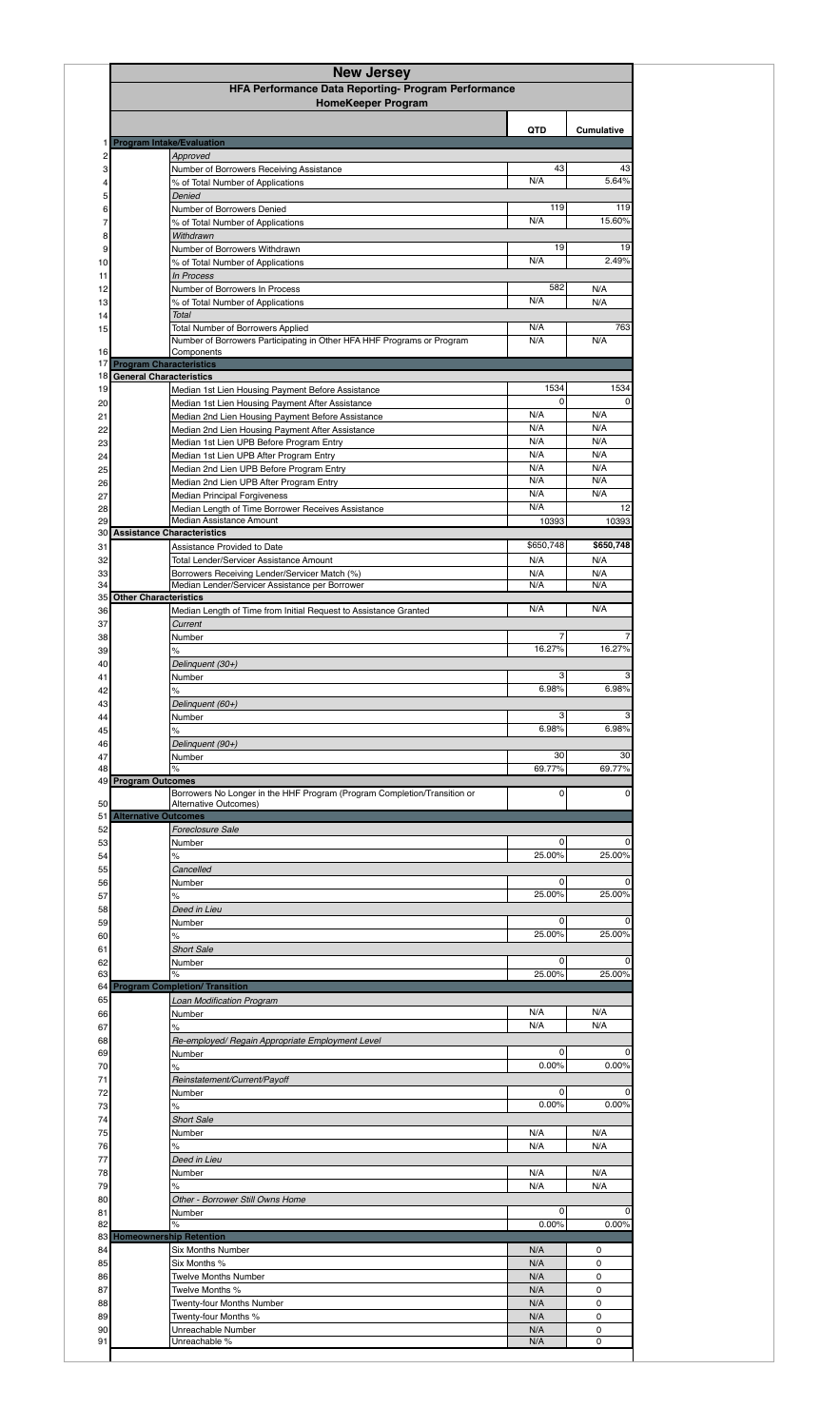# New Jersey

## HFA Performance Data Reporting- Program Performance

### HomeKeeper Program

| | | | QTD | Cumulative |
|---|---|---|---|---|
| 1 | **Program Intake/Evaluation** | | | |
| 2 | | *Approved* | | |
| 3 | | Number of Borrowers Receiving Assistance | 43 | 43 |
| 4 | | % of Total Number of Applications | N/A | 5.64% |
| 5 | | *Denied* | | |
| 6 | | Number of Borrowers Denied | 119 | 119 |
| 7 | | % of Total Number of Applications | N/A | 15.60% |
| 8 | | *Withdrawn* | | |
| 9 | | Number of Borrowers Withdrawn | 19 | 19 |
| 10 | | % of Total Number of Applications | N/A | 2.49% |
| 11 | | *In Process* | | |
| 12 | | Number of Borrowers In Process | 582 | N/A |
| 13 | | % of Total Number of Applications | N/A | N/A |
| 14 | | *Total* | | |
| 15 | | Total Number of Borrowers Applied | N/A | 763 |
| 16 | | Number of Borrowers Participating in Other HFA HHF Programs or Program Components | N/A | N/A |
| 17 | **Program Characteristics** | | | |
| 18 | **General Characteristics** | | | |
| 19 | | Median 1st Lien Housing Payment Before Assistance | 1534 | 1534 |
| 20 | | Median 1st Lien Housing Payment After Assistance | 0 | 0 |
| 21 | | Median 2nd Lien Housing Payment Before Assistance | N/A | N/A |
| 22 | | Median 2nd Lien Housing Payment After Assistance | N/A | N/A |
| 23 | | Median 1st Lien UPB Before Program Entry | N/A | N/A |
| 24 | | Median 1st Lien UPB After Program Entry | N/A | N/A |
| 25 | | Median 2nd Lien UPB Before Program Entry | N/A | N/A |
| 26 | | Median 2nd Lien UPB After Program Entry | N/A | N/A |
| 27 | | Median Principal Forgiveness | N/A | N/A |
| 28 | | Median Length of Time Borrower Receives Assistance | N/A | 12 |
| 29 | | Median Assistance Amount | 10393 | 10393 |
| 30 | **Assistance Characteristics** | | | |
| 31 | | Assistance Provided to Date | $650,748 | **$650,748** |
| 32 | | Total Lender/Servicer Assistance Amount | N/A | N/A |
| 33 | | Borrowers Receiving Lender/Servicer Match (%) | N/A | N/A |
| 34 | | Median Lender/Servicer Assistance per Borrower | N/A | N/A |
| 35 | **Other Characteristics** | | | |
| 36 | | Median Length of Time from Initial Request to Assistance Granted | N/A | N/A |
| 37 | | *Current* | | |
| 38 | | Number | 7 | 7 |
| 39 | | % | 16.27% | 16.27% |
| 40 | | *Delinquent (30+)* | | |
| 41 | | Number | 3 | 3 |
| 42 | | % | 6.98% | 6.98% |
| 43 | | *Delinquent (60+)* | | |
| 44 | | Number | 3 | 3 |
| 45 | | % | 6.98% | 6.98% |
| 46 | | *Delinquent (90+)* | | |
| 47 | | Number | 30 | 30 |
| 48 | | % | 69.77% | 69.77% |
| 49 | **Program Outcomes** | | | |
| 50 | | Borrowers No Longer in the HHF Program (Program Completion/Transition or Alternative Outcomes) | 0 | 0 |
| 51 | **Alternative Outcomes** | | | |
| 52 | | *Foreclosure Sale* | | |
| 53 | | Number | 0 | 0 |
| 54 | | % | 25.00% | 25.00% |
| 55 | | *Cancelled* | | |
| 56 | | Number | 0 | 0 |
| 57 | | % | 25.00% | 25.00% |
| 58 | | *Deed in Lieu* | | |
| 59 | | Number | 0 | 0 |
| 60 | | % | 25.00% | 25.00% |
| 61 | | *Short Sale* | | |
| 62 | | Number | 0 | 0 |
| 63 | | % | 25.00% | 25.00% |
| 64 | **Program Completion/ Transition** | | | |
| 65 | | *Loan Modification Program* | | |
| 66 | | Number | N/A | N/A |
| 67 | | % | N/A | N/A |
| 68 | | *Re-employed/ Regain Appropriate Employment Level* | | |
| 69 | | Number | 0 | 0 |
| 70 | | % | 0.00% | 0.00% |
| 71 | | *Reinstatement/Current/Payoff* | | |
| 72 | | Number | 0 | 0 |
| 73 | | % | 0.00% | 0.00% |
| 74 | | *Short Sale* | | |
| 75 | | Number | N/A | N/A |
| 76 | | % | N/A | N/A |
| 77 | | *Deed in Lieu* | | |
| 78 | | Number | N/A | N/A |
| 79 | | % | N/A | N/A |
| 80 | | *Other - Borrower Still Owns Home* | | |
| 81 | | Number | 0 | 0 |
| 82 | | % | 0.00% | 0.00% |
| 83 | **Homeownership Retention** | | | |
| 84 | | Six Months Number | N/A | 0 |
| 85 | | Six Months % | N/A | 0 |
| 86 | | Twelve Months Number | N/A | 0 |
| 87 | | Twelve Months % | N/A | 0 |
| 88 | | Twenty-four Months Number | N/A | 0 |
| 89 | | Twenty-four Months % | N/A | 0 |
| 90 | | Unreachable Number | N/A | 0 |
| 91 | | Unreachable % | N/A | 0 |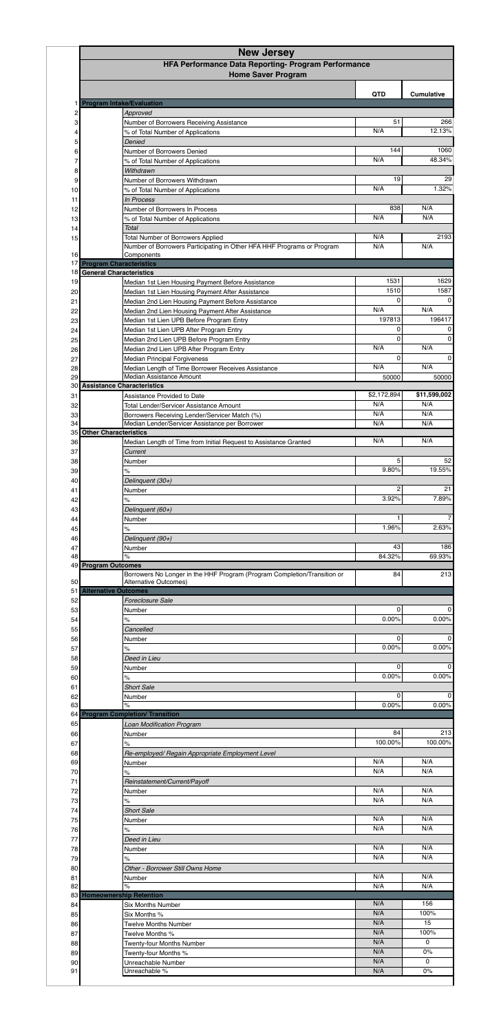# New Jersey

## HFA Performance Data Reporting- Program Performance

### Home Saver Program

| # | | | QTD | Cumulative |
|---|---|---|---|---|
| 1 | **Program Intake/Evaluation** | | | |
| 2 | | *Approved* | | |
| 3 | | Number of Borrowers Receiving Assistance | 51 | 266 |
| 4 | | % of Total Number of Applications | N/A | 12.13% |
| 5 | | *Denied* | | |
| 6 | | Number of Borrowers Denied | 144 | 1060 |
| 7 | | % of Total Number of Applications | N/A | 48.34% |
| 8 | | *Withdrawn* | | |
| 9 | | Number of Borrowers Withdrawn | 19 | 29 |
| 10 | | % of Total Number of Applications | N/A | 1.32% |
| 11 | | *In Process* | | |
| 12 | | Number of Borrowers In Process | 838 | N/A |
| 13 | | % of Total Number of Applications | N/A | N/A |
| 14 | | *Total* | | |
| 15 | | Total Number of Borrowers Applied | N/A | 2193 |
| 16 | | Number of Borrowers Participating in Other HFA HHF Programs or Program Components | N/A | N/A |
| 17 | **Program Characteristics** | | | |
| 18 | **General Characteristics** | | | |
| 19 | | Median 1st Lien Housing Payment Before Assistance | 1531 | 1629 |
| 20 | | Median 1st Lien Housing Payment After Assistance | 1510 | 1587 |
| 21 | | Median 2nd Lien Housing Payment Before Assistance | 0 | 0 |
| 22 | | Median 2nd Lien Housing Payment After Assistance | N/A | N/A |
| 23 | | Median 1st Lien UPB Before Program Entry | 197813 | 196417 |
| 24 | | Median 1st Lien UPB After Program Entry | 0 | 0 |
| 25 | | Median 2nd Lien UPB Before Program Entry | 0 | 0 |
| 26 | | Median 2nd Lien UPB After Program Entry | N/A | N/A |
| 27 | | Median Principal Forgiveness | 0 | 0 |
| 28 | | Median Length of Time Borrower Receives Assistance | N/A | N/A |
| 29 | | Median Assistance Amount | 50000 | 50000 |
| 30 | **Assistance Characteristics** | | | |
| 31 | | Assistance Provided to Date | $2,172,894 | $11,599,002 |
| 32 | | Total Lender/Servicer Assistance Amount | N/A | N/A |
| 33 | | Borrowers Receiving Lender/Servicer Match (%) | N/A | N/A |
| 34 | | Median Lender/Servicer Assistance per Borrower | N/A | N/A |
| 35 | **Other Characteristics** | | | |
| 36 | | Median Length of Time from Initial Request to Assistance Granted | N/A | N/A |
| 37 | | *Current* | | |
| 38 | | Number | 5 | 52 |
| 39 | | % | 9.80% | 19.55% |
| 40 | | *Delinquent (30+)* | | |
| 41 | | Number | 2 | 21 |
| 42 | | % | 3.92% | 7.89% |
| 43 | | *Delinquent (60+)* | | |
| 44 | | Number | 1 | 7 |
| 45 | | % | 1.96% | 2.63% |
| 46 | | *Delinquent (90+)* | | |
| 47 | | Number | 43 | 186 |
| 48 | | % | 84.32% | 69.93% |
| 49 | **Program Outcomes** | | | |
| 50 | | Borrowers No Longer in the HHF Program (Program Completion/Transition or Alternative Outcomes) | 84 | 213 |
| 51 | **Alternative Outcomes** | | | |
| 52 | | *Foreclosure Sale* | | |
| 53 | | Number | 0 | 0 |
| 54 | | % | 0.00% | 0.00% |
| 55 | | *Cancelled* | | |
| 56 | | Number | 0 | 0 |
| 57 | | % | 0.00% | 0.00% |
| 58 | | *Deed in Lieu* | | |
| 59 | | Number | 0 | 0 |
| 60 | | % | 0.00% | 0.00% |
| 61 | | *Short Sale* | | |
| 62 | | Number | 0 | 0 |
| 63 | | % | 0.00% | 0.00% |
| 64 | **Program Completion/ Transition** | | | |
| 65 | | *Loan Modification Program* | | |
| 66 | | Number | 84 | 213 |
| 67 | | % | 100.00% | 100.00% |
| 68 | | *Re-employed/ Regain Appropriate Employment Level* | | |
| 69 | | Number | N/A | N/A |
| 70 | | % | N/A | N/A |
| 71 | | *Reinstatement/Current/Payoff* | | |
| 72 | | Number | N/A | N/A |
| 73 | | % | N/A | N/A |
| 74 | | *Short Sale* | | |
| 75 | | Number | N/A | N/A |
| 76 | | % | N/A | N/A |
| 77 | | *Deed in Lieu* | | |
| 78 | | Number | N/A | N/A |
| 79 | | % | N/A | N/A |
| 80 | | *Other - Borrower Still Owns Home* | | |
| 81 | | Number | N/A | N/A |
| 82 | | % | N/A | N/A |
| 83 | **Homeownership Retention** | | | |
| 84 | | Six Months Number | N/A | 156 |
| 85 | | Six Months % | N/A | 100% |
| 86 | | Twelve Months Number | N/A | 15 |
| 87 | | Twelve Months % | N/A | 100% |
| 88 | | Twenty-four Months Number | N/A | 0 |
| 89 | | Twenty-four Months % | N/A | 0% |
| 90 | | Unreachable Number | N/A | 0 |
| 91 | | Unreachable % | N/A | 0% |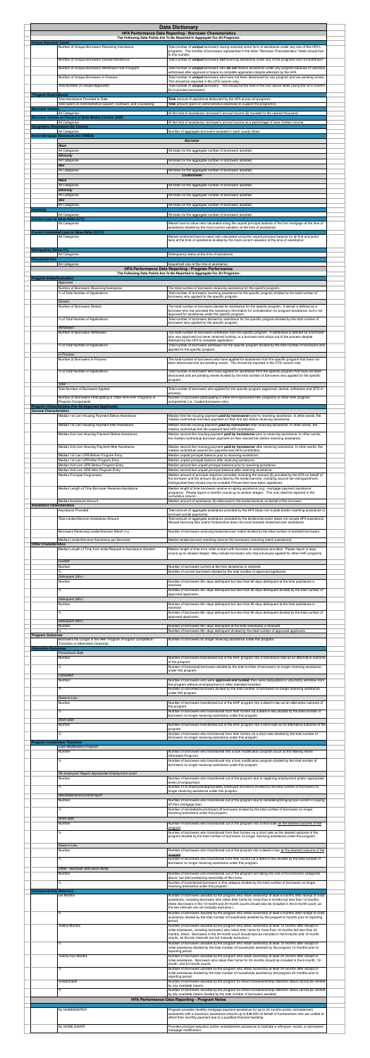# Data Dictionary

## HFA Performance Data Reporting - Borrower Characteristics

The Following Data Points Are To Be Reported In Aggregate For All Programs:

| | | |
|---|---|---|
| **Unique Borrower Count** | | |
| | Number of Unique Borrowers Receiving Assistance | Total number of ***unique*** borrowers having received some form of assistance under any one of the HFA's programs. The number of borrowers represented in the other "Borrower Characteristics" fields should foot to this number. |
| | Number of Unique Borrowers Denied Assistance | Total number of ***unique*** borrowers ***not*** receiving assistance under any of the programs and not withdrawn. |
| | Number of Unique Borrowers Withdrawn from Program | Total number of ***unique*** borrowers who ***did not*** receive assistance under any program because of voluntary withdrawal after approval or failure to complete application despite attempts by the HFA. |
| | Number of Unique Borrowers in Process | Total number of ***unique*** borrowers who have not been decisioned for any program and are pending review. This should be reported in the QTD column only. |
| | Total Number of Unique Applicants | Total number of ***unique*** borrowers. This should be the total of the four above fields (using the QTD column for in process borrowers). |
| **Program Expenditures** | | |
| | Total Assistance Provided to Date | **Total** amount of assistance disbursed by the HFA across all programs. |
| | Total Spent on Administrative Support, Outreach, and Counseling | **Total** amount spent on administrative expenses to support the program(s). |
| **Borrower Income** | | |
| | All Categories | At the time of assistance, borrower's annual income ($) rounded to the nearest thousand. |
| **Borrower Income as Percent of Area Median Income (AMI)** | | |
| | All Categories | At the time of assistance, borrower's annual income as a percentage of area median income. |
| **Geographic Breakdown (by County)** | | |
| | All Categories | Number of aggregate borrowers assisted in each county listed. |
| **Home Mortgage Disclosure Act (HMDA)** | | |
| | ***Borrower*** | |
| | ***Race*** | |
| | All Categories | All totals for the aggregate number of borrowers assisted. |
| | ***Ethnicity*** | |
| | All Categories | All totals for the aggregate number of borrowers assisted. |
| | ***Sex*** | |
| | All Categories | All totals for the aggregate number of borrowers assisted. |
| | ***Co-Borrower*** | |
| | ***Race*** | |
| | All Categories | All totals for the aggregate number of borrowers assisted. |
| | ***Ethnicity*** | |
| | All Categories | All totals for the aggregate number of borrowers assisted. |
| | ***Sex*** | |
| | All Categories | All totals for the aggregate number of borrowers assisted. |
| **Hardship** | | |
| | All Categories | All totals for the aggregate number of borrowers assisted. |
| **Current Loan to Value Ratio (LTV)** | | |
| | All Categories | Market loan-to-value ratio calculated using the unpaid principal balance of the first mortgage at the time of assistance divided by the most current valuation at the time of assistance. |
| **Current Combined Loan to Value Ratio (CLTV)** | | |
| | All Categories | Market combined loan-to-value ratio calculated using the unpaid principal balance for all first and junior liens at the time of assistance divided by the most current valuation at the time of assistance. |
| **Delinquency Status (%)** | | |
| | All Categories | Delinquency status at the time of assistance. |
| **Household Size** | | |
| | All Categories | Household size at the time of assistance. |

## HFA Performance Data Reporting - Program Performance

The Following Data Points Are To Be Reported In Aggregate For All Programs:

| | | |
|---|---|---|
| **Program Intake/Evaluation** | | |
| | ***Approved*** | |
| | Number of Borrowers Receiving Assistance | The total number of borrowers receiving assistance for the specific program. |
| | % of Total Number of Applications | Total number of borrowers receiving assistance for the specific program divided by the total number of borrowers who applied for the specific program. |
| | ***Denied*** | |
| | Number of Borrowers Denied | The total number of borrowers denied for assistance for the specific program. A denial is defined as a borrower who has provided the necessary information for consideration for program assistance, but is not approved for assistance under the specific program. |
| | % of Total Number of Applications | Total number of borrowers denied for assistance for the specific program divided by the total number of borrowers who applied for the specific program. |
| | ***Withdrawn*** | |
| | Number of Borrowers Withdrawn | The total number of borrowers withdrawn from the specific program. A withdrawal is defined as a borrower who was approved but never received funding, or a borrower who drops out of the process despite attempts by the HFA to complete application. |
| | % of Total Number of Applications | Total number of borrowers withdrawn for the specific program divided by the total number of borrowers who applied for the specific program. |
| | ***In Process*** | |
| | Number of Borrowers In Process | The total number of borrowers who have applied for assistance from the specific program that have not been decisioned and are pending review. This should be reported in the QTD column only. |
| | % of Total Number of Applications | Total number of borrowers who have applied for assistance from the specific program that have not been decisioned and are pending review divided by the total number of borrowers who applied for the specific program. |
| | ***Total*** | |
| | Total Number of Borrowers Applied | Total number of borrowers who applied for the specific program (approved, denied, withdrawn and QTD in process). |
| | Number of Borrowers Participating in Other HFA HHF Programs or Program Components | Number of borrowers participating in other HFA-sponsored HHF programs or other HHF program components (i.e., funded borrowers only). |
| **Program Characteristics (For All Approved Applicants)** | | |
| **General Characteristics** | | |
| | Median 1st Lien Housing Payment Before Assistance | Median first lien housing payment ***paid by homeowner*** prior to receiving assistance. In other words, the median contractual borrower payment on their first lien before receiving assistance. |
| | Median 1st Lien Housing Payment After Assistance | Median first lien housing payment ***paid by homeowner*** after receiving assistance. In other words, the median contractual first lien payment less HFA contribution. |
| | Median 2nd Lien Housing Payment Before Assistance | Median second lien housing payment ***paid by homeowner*** prior to receiving assistance. In other words, the median contractual borrower payment on their second lien before receiving assistance. |
| | Median 2nd Lien Housing Payment After Assistance | Median second lien housing payment ***paid by homeowner*** after receiving assistance. In other words, the median contractual second lien payment less HFA contribution. |
| | Median 1st Lien UPB Before Program Entry | Median unpaid principal balance prior to receiving assistance. |
| | Median 1st Lien UPB After Program Entry | Median unpaid principal balance after receiving assistance. |
| | Median 2nd Lien UPB Before Program Entry | Median second lien unpaid principal balance prior to receiving assistance. |
| | Median 2nd Lien UPB After Program Entry | Median second lien unpaid principal balance after receiving assistance. |
| | Median Principal Forgiveness | Median amount of principal reduction provided, including the amount ($) provided by the HFA on behalf of the borrower and the amount ($) provided by the lender/servicer, including second lien extinguishment. Extinguished fees should only be included if those fees have been capitalized. |
| | Median Length of Time Borrower Receives Assistance | Median length of time borrowers receive on-going assistance (e.g., mortgage payment assistance programs). Please report in months (round up to closest integer). This only need be reported in the cumulative column. |
| | Median Assistance Amount | Median amount of assistance ($) disbursed to the lender/servicer on behalf of the borrower. |
| **Assistance Characteristics** | | |
| | Assistance Provided | Total amount of aggregate assistance provided by the HFA (does not include lender matching assistance or borrower partial payments). |
| | Total Lender/Servicer Assistance Amount | Total amount of aggregate assistance provided by the lender/servicers (does not include HFA assistance). Waived servicing fees and/or forbearance does not count towards lender/servicer assistance. |
| | Borrowers Receiving Lender/Servicer Match (%) | Number of borrowers receiving lender/servicer match divided by the total number of assisted borrowers. |
| | Median Lender/Servicer Assistance per Borrower | Median lender/servicer matching amount (for borrowers receiving match assistance). |
| **Other Characteristics** | | |
| | Median Length of Time from Initial Request to Assistance Granted | Median length of time from initial contact with borrower to assistance provided. Please report in days (round up to closest integer). May include borrowers who had previously applied for other HHF programs. |
| | ***Current*** | |
| | Number | Number of borrowers current at the time assistance is received. |
| | % | Number of current borrowers divided by the total number of approved applicants. |
| | ***Delinquent (30+)*** | |
| | Number | Number of borrowers 30+ days delinquent but less than 60 days delinquent at the time assistance is received. |
| | % | Number of borrowers 30+ days delinquent but less than 60 days delinquent divided by the total number of approved applicants. |
| | ***Delinquent (60+)*** | |
| | Number | Number of borrowers 60+ days delinquent but less than 90 days delinquent at the time assistance is received. |
| | % | Number of borrowers 60+ days delinquent but less than 90 days delinquent divided by the total number of approved applicants. |
| | ***Delinquent (90+)*** | |
| | Number | Number of borrowers 90+ days delinquent at the time assistance is received. |
| | % | Number of borrowers 90+ days delinquent divided by the total number of approved applicants. |
| **Program Outcomes** | | |
| | Borrowers No Longer in the HHF Program (Program Completion/ Transition or Alternative Outcome) | Number of borrowers no longer receiving assistance under this program. |
| **Alternative Outcomes** | | |
| | ***Foreclosure Sale*** | |
| | Number | Number of borrowers transitioned out of the HHF program into a foreclosure sale as an alternative outcome of the program. |
| | % | Number of foreclosed borrowers divided by the total number of borrowers no longer receiving assistance under this program. |
| | ***Cancelled*** | |
| | Number | Number of borrowers who were ***approved and funded***, then were disqualified or voluntarily withdrew from the program without re-employment or other intended transition. |
| | % | Number of cancelled borrowers divided by the total number of borrowers no longer receiving assistance under this program. |
| | ***Deed-in-Lieu*** | |
| | Number | Number of borrowers transitioned out of the HHF program into a deed-in-lieu as an alternative outcome of the program. |
| | % | Number of borrowers who transitioned from their homes via a deed-in-lieu divided by the total number of borrowers no longer receiving assistance under this program. |
| | ***Short Sale*** | |
| | Number | Number of borrowers transitioned out of the HHF program into a short sale as an alternative outcome of the program. |
| | % | Number of borrowers who transitioned from their homes via a short sale divided by the total number of borrowers no longer receiving assistance under this program. |
| **Program Completion/ Transition** | | |
| | ***Loan Modification Program*** | |
| | Number | Number of borrowers who transitioned into a loan modification program (such as the Making Home Affordable Program). |
| | % | Number of borrowers who transitioned into a loan modification program divided by the total number of borrowers no longer receiving assistance under this program. |
| | ***Re-employed/ Regain Appropriate Employment Level*** | |
| | Number | Number of borrowers who transitioned out of the program due to regaining employment and/or appropriate levels of employment. |
| | % | Number of re-employed/appropriately employed borrowers divided by the total number of borrowers no longer receiving assistance under this program. |
| | ***Reinstatement/Current/Payoff*** | |
| | Number | Number of borrowers who transitioned out of the program due to reinstating/bringing loan current or paying off their mortgage loan. |
| | % | Number of reinstated/current/paid off borrowers divided by the total number of borrowers no longer receiving assistance under this program. |
| | ***Short Sale*** | |
| | Number | Number of borrowers who transitioned out of the program into a short sale *as the desired outcome of the program.* |
| | % | Number of borrowers who transitioned from their homes via a short sale as the desired outcome of the program divided by the total number of borrowers no longer receiving assistance under this program. |
| | ***Deed-in-Lieu*** | |
| | Number | Number of borrowers who transitioned out of the program into a deed-in-lieu *as the desired outcome of the program.* |
| | % | Number of borrowers who transitioned from their homes via a deed-in-lieu divided by the total number of borrowers no longer receiving assistance under this program. |
| | ***Other - Borrower Still Owns Home*** | |
| | Number | Number of borrowers who transitioned out of the program not falling into one of the transition categories above, but still maintaining ownership of the home. |
| | % | Number of transitioned borrowers in this category divided by the total number of borrowers no longer receiving assistance under this program. |
| **Homeownership Retention** | | |
| | Six Months | Number of borrowers assisted by the program who retain ownership at least 6 months after receipt of initial assistance, including borrowers who retain their home for more than 6 months but less than 12 months. (Note: Borrowers in the 12-month and 24-month counts should also be included in the 6-month count, so the two intervals are not mutually exclusive.) |
| | % | Number of borrowers assisted by the program who retain ownership at least 6 months after receipt of initial assistance divided by the total number of households assisted by the program 6 months prior to reporting period. |
| | Twelve Months | Number of borrowers assisted by the program who retain ownership at least 12 months after receipt of initial assistance, including borrowers who retain their home for more than 12 months but less than 24 months. (Note: Borrowers in the 24-month count should also be included in the 6-month and 12-month counts, so the two intervals are not mutually exclusive.) |
| | % | Number of borrowers assisted by the program who retain ownership at least 12 months after receipt of initial assistance divided by the total number of households assisted by the program 12 months prior to reporting period. |
| | Twenty-four Months | Number of borrowers assisted by the program who retain ownership at least 24 months after receipt of initial assistance. Borrowers who retain their home for 24 months should be included in the 6-month, 12-month, and 24-month counts. |
| | % | Number of borrowers assisted by the program who retain ownership at least 24 months after receipt of initial assistance divided by the total number of households assisted by the program 24 months prior to reporting period. |
| | Unreachable | Number of borrowers assisted by the program for whom homeownership retention status cannot be verified by any available means. |
| | % | Number of borrowers assisted by the program for whom homeownership retention status cannot be verified by any available means divided by the total number of borrowers assisted. |

## HFA Performance Data Reporting - Program Notes

| | |
|---|---|
| NJ HOMEKEEPER | Program provides monthly mortgage payment assistance for up to 24 months and/or reinstatement assistance with a maximum assistance amount up to $48,000 on behalf of homeowners who are unable to afford their monthly payment due to a qualified financial hardship. |
| NJ HOME SAVER | Provides principal reduction and/or reinstatement assistance to facilitate a refinance, recast, or permanent mortgage modification. |